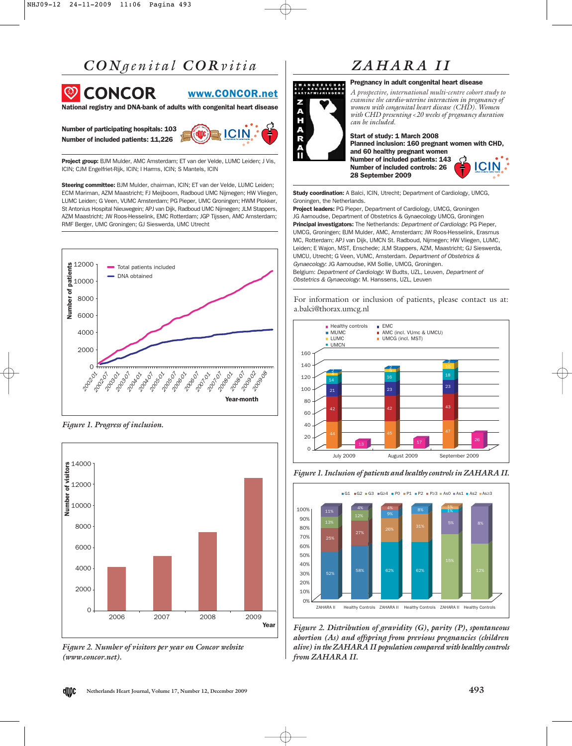# CONgenital CORvitia

## CONCOR

www.CONCOR.net

**National registry and DNA-bank of adults with congenital heart disease**

**Number of participating hospitals: 103**
**Number of included patients: 11,226**

**Project group:** BJM Mulder, AMC Amsterdam; ET van der Velde, LUMC Leiden; J Vis, ICIN; CJM Engelfriet-Rijk, ICIN; I Harms, ICIN; S Mantels, ICIN

**Steering committee:** BJM Mulder, chairman, ICIN; ET van der Velde, LUMC Leiden; ECM Mariman, AZM Maastricht; FJ Meijboom, Radboud UMC Nijmegen; HW Vliegen, LUMC Leiden; G Veen, VUMC Amsterdam; PG Pieper, UMC Groningen; HWM Plokker, St Antonius Hospital Nieuwegein; APJ van Dijk, Radboud UMC Nijmegen; JLM Stappers, AZM Maastricht; JW Roos-Hesselink, EMC Rotterdam; JGP Tijssen, AMC Amsterdam; RMF Berger, UMC Groningen; GJ Sieswerda, UMC Utrecht

*Figure 1. Progress of inclusion.*

*Figure 2. Number of visitors per year on Concor website (www.concor.net).*

# ZAHARA II

**Pregnancy in adult congenital heart disease**

*A prospective, international multi-centre cohort study to examine the cardio-uterine interaction in pregnancy of women with congenital heart disease (CHD). Women with CHD presenting <20 weeks of pregnancy duration can be included.*

**Start of study: 1 March 2008**
**Planned inclusion: 160 pregnant women with CHD, and 60 healthy pregnant women**
**Number of included patients: 143**
**Number of included controls: 26**
**28 September 2009**

**Study coordination:** A Balci, ICIN, Utrecht; Department of Cardiology, UMCG, Groningen, the Netherlands.
**Project leaders:** PG Pieper, Department of Cardiology, UMCG, Groningen
JG Aarnoudse, Department of Obstetrics & Gynaecology UMCG, Groningen
**Principal investigators:** The Netherlands: *Department of Cardiology*: PG Pieper, UMCG, Groningen; BJM Mulder, AMC, Amsterdam; JW Roos-Hesselink, Erasmus MC, Rotterdam; APJ van Dijk, UMCN St. Radboud, Nijmegen; HW Vliegen, LUMC, Leiden; E Wajon, MST, Enschede; JLM Stappers, AZM, Maastricht; GJ Sieswerda, UMCU, Utrecht; G Veen, VUMC, Amsterdam. *Department of Obstetrics & Gynaecology*: JG Aarnoudse, KM Sollie, UMCG, Groningen.
Belgium: *Department of Cardiology*: W Budts, UZL, Leuven, *Department of Obstetrics & Gynaecology*: M. Hanssens, UZL, Leuven

For information or inclusion of patients, please contact us at: a.balci@thorax.umcg.nl

*Figure 1. Inclusion of patients and healthy controls in ZAHARA II.*

*Figure 2. Distribution of gravidity (G), parity (P), spontaneous abortion (As) and offspring from previous pregnancies (children alive) in the ZAHARA II population compared with healthy controls from ZAHARA II.*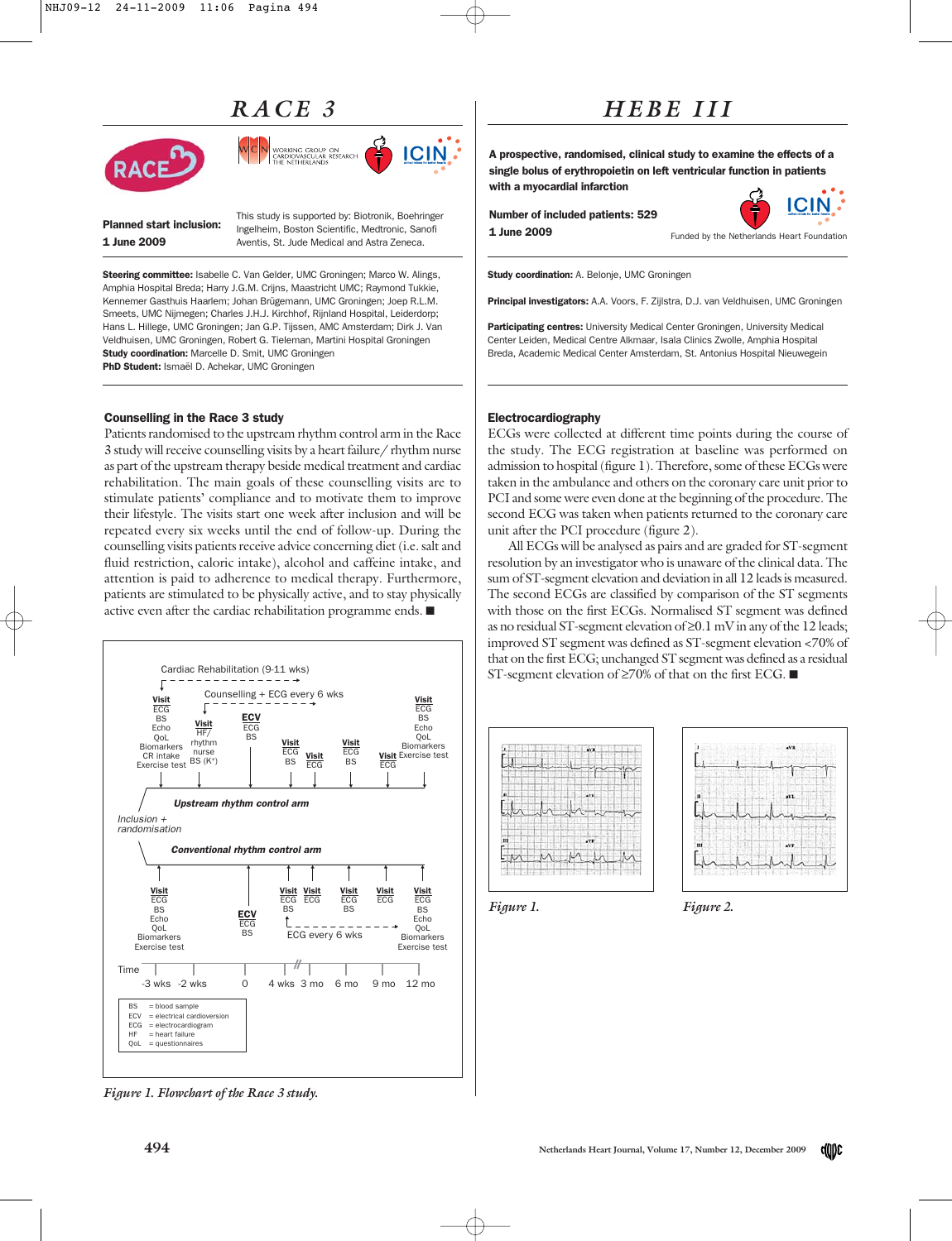# RACE 3

**Planned start inclusion:**
**1 June 2009**

This study is supported by: Biotronik, Boehringer Ingelheim, Boston Scientific, Medtronic, Sanofi Aventis, St. Jude Medical and Astra Zeneca.

**Steering committee:** Isabelle C. Van Gelder, UMC Groningen; Marco W. Alings, Amphia Hospital Breda; Harry J.G.M. Crijns, Maastricht UMC; Raymond Tukkie, Kennemer Gasthuis Haarlem; Johan Brügemann, UMC Groningen; Joep R.L.M. Smeets, UMC Nijmegen; Charles J.H.J. Kirchhof, Rijnland Hospital, Leiderdorp; Hans L. Hillege, UMC Groningen; Jan G.P. Tijssen, AMC Amsterdam; Dirk J. Van Veldhuisen, UMC Groningen, Robert G. Tieleman, Martini Hospital Groningen
**Study coordination:** Marcelle D. Smit, UMC Groningen
**PhD Student:** Ismaël D. Achekar, UMC Groningen

### Counselling in the Race 3 study

Patients randomised to the upstream rhythm control arm in the Race 3 study will receive counselling visits by a heart failure/ rhythm nurse as part of the upstream therapy beside medical treatment and cardiac rehabilitation. The main goals of these counselling visits are to stimulate patients' compliance and to motivate them to improve their lifestyle. The visits start one week after inclusion and will be repeated every six weeks until the end of follow-up. During the counselling visits patients receive advice concerning diet (i.e. salt and fluid restriction, caloric intake), alcohol and caffeine intake, and attention is paid to adherence to medical therapy. Furthermore, patients are stimulated to be physically active, and to stay physically active even after the cardiac rehabilitation programme ends. ■

*Figure 1. Flowchart of the Race 3 study.*

# HEBE III

**A prospective, randomised, clinical study to examine the effects of a single bolus of erythropoietin on left ventricular function in patients with a myocardial infarction**

**Number of included patients: 529**
**1 June 2009**

Funded by the Netherlands Heart Foundation

**Study coordination:** A. Belonje, UMC Groningen

**Principal investigators:** A.A. Voors, F. Zijlstra, D.J. van Veldhuisen, UMC Groningen

**Participating centres:** University Medical Center Groningen, University Medical Center Leiden, Medical Centre Alkmaar, Isala Clinics Zwolle, Amphia Hospital Breda, Academic Medical Center Amsterdam, St. Antonius Hospital Nieuwegein

### Electrocardiography

ECGs were collected at different time points during the course of the study. The ECG registration at baseline was performed on admission to hospital (figure 1). Therefore, some of these ECGs were taken in the ambulance and others on the coronary care unit prior to PCI and some were even done at the beginning of the procedure. The second ECG was taken when patients returned to the coronary care unit after the PCI procedure (figure 2).

All ECGs will be analysed as pairs and are graded for ST-segment resolution by an investigator who is unaware of the clinical data. The sum of ST-segment elevation and deviation in all 12 leads is measured. The second ECGs are classified by comparison of the ST segments with those on the first ECGs. Normalised ST segment was defined as no residual ST-segment elevation of ≥0.1 mV in any of the 12 leads; improved ST segment was defined as ST-segment elevation <70% of that on the first ECG; unchanged ST segment was defined as a residual ST-segment elevation of ≥70% of that on the first ECG. ■

*Figure 1.*

*Figure 2.*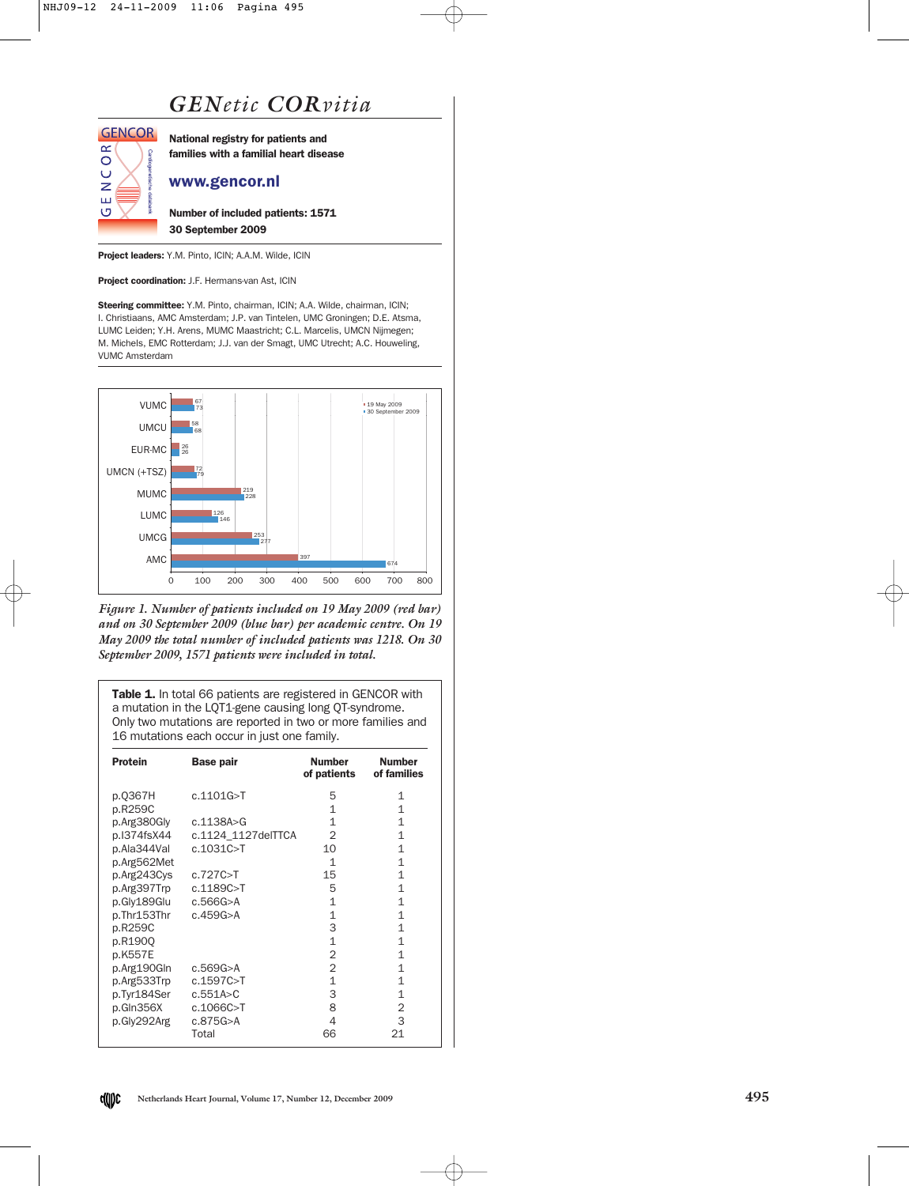# GENetic CORvitia

GENCOR

**National registry for patients and families with a familial heart disease**

**www.gencor.nl**

**Number of included patients: 1571**
**30 September 2009**

**Project leaders:** Y.M. Pinto, ICIN; A.A.M. Wilde, ICIN

**Project coordination:** J.F. Hermans-van Ast, ICIN

**Steering committee:** Y.M. Pinto, chairman, ICIN; A.A. Wilde, chairman, ICIN; I. Christiaans, AMC Amsterdam; J.P. van Tintelen, UMC Groningen; D.E. Atsma, LUMC Leiden; Y.H. Arens, MUMC Maastricht; C.L. Marcelis, UMCN Nijmegen; M. Michels, EMC Rotterdam; J.J. van der Smagt, UMC Utrecht; A.C. Houweling, VUMC Amsterdam

VUMC 67 73
UMCU 58 68
EUR-MC 26 26
UMCN (+TSZ) 72 79
MUMC 219 228
LUMC 126 146
UMCG 253 277
AMC 397 674

19 May 2009
30 September 2009

0 100 200 300 400 500 600 700 800

*Figure 1. Number of patients included on 19 May 2009 (red bar) and on 30 September 2009 (blue bar) per academic centre. On 19 May 2009 the total number of included patients was 1218. On 30 September 2009, 1571 patients were included in total.*

**Table 1.** In total 66 patients are registered in GENCOR with a mutation in the LQT1-gene causing long QT-syndrome. Only two mutations are reported in two or more families and 16 mutations each occur in just one family.

| Protein | Base pair | Number of patients | Number of families |
|---|---|---|---|
| p.Q367H | c.1101G>T | 5 | 1 |
| p.R259C | | 1 | 1 |
| p.Arg380Gly | c.1138A>G | 1 | 1 |
| p.I374fsX44 | c.1124_1127delTTCA | 2 | 1 |
| p.Ala344Val | c.1031C>T | 10 | 1 |
| p.Arg562Met | | 1 | 1 |
| p.Arg243Cys | c.727C>T | 15 | 1 |
| p.Arg397Trp | c.1189C>T | 5 | 1 |
| p.Gly189Glu | c.566G>A | 1 | 1 |
| p.Thr153Thr | c.459G>A | 1 | 1 |
| p.R259C | | 3 | 1 |
| p.R190Q | | 1 | 1 |
| p.K557E | | 2 | 1 |
| p.Arg190Gln | c.569G>A | 2 | 1 |
| p.Arg533Trp | c.1597C>T | 1 | 1 |
| p.Tyr184Ser | c.551A>C | 3 | 1 |
| p.Gln356X | c.1066C>T | 8 | 2 |
| p.Gly292Arg | c.875G>A | 4 | 3 |
| | Total | 66 | 21 |